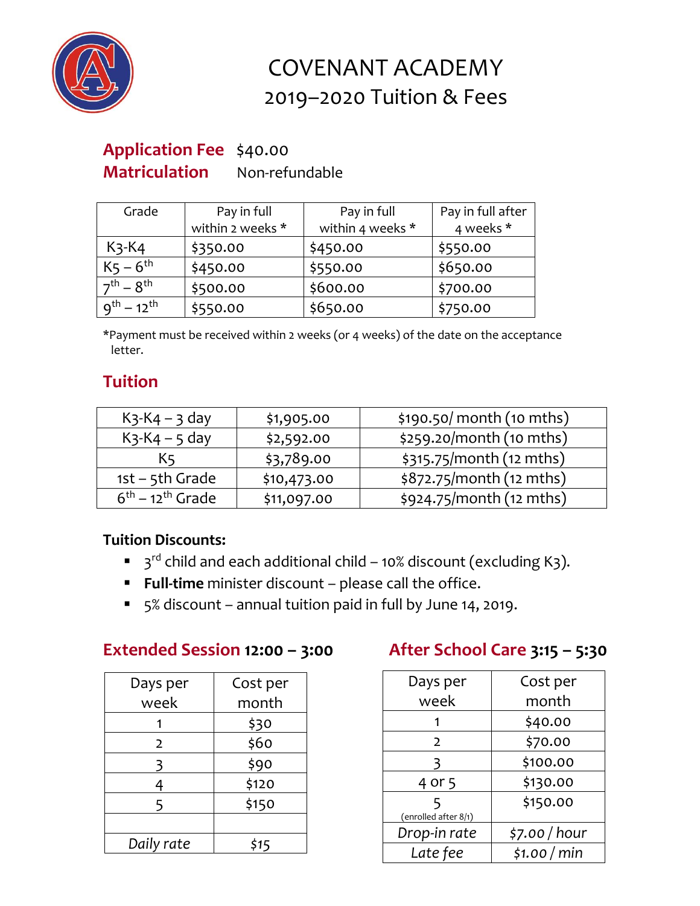# COVENANT ACADEMY

## 2019–2020 Tuition & Fees

**Application Fee** $40.00

**Matriculation** Non-refundable

| Grade | Pay in full within 2 weeks * | Pay in full within 4 weeks * | Pay in full after 4 weeks * |
|---|---|---|---|
| K3-K4 | $350.00 | $450.00 | $550.00 |
| K5 – 6th | $450.00 | $550.00 | $650.00 |
| 7th – 8th | $500.00 | $600.00 | $700.00 |
| 9th – 12th | $550.00 | $650.00 | $750.00 |

*Payment must be received within 2 weeks (or 4 weeks) of the date on the acceptance letter.

## Tuition

| | | |
|---|---|---|
| K3-K4 – 3 day | $1,905.00 | $190.50/ month (10 mths) |
| K3-K4 – 5 day | $2,592.00 | $259.20/month (10 mths) |
| K5 | $3,789.00 | $315.75/month (12 mths) |
| 1st – 5th Grade | $10,473.00 | $872.75/month (12 mths) |
| 6th – 12th Grade | $11,097.00 | $924.75/month (12 mths) |

**Tuition Discounts:**

- 3rd child and each additional child – 10% discount (excluding K3).
- **Full-time** minister discount – please call the office.
- 5% discount – annual tuition paid in full by June 14, 2019.

## Extended Session 12:00 – 3:00

| Days per week | Cost per month |
|---|---|
| 1 | $30 |
| 2 | $60 |
| 3 | $90 |
| 4 | $120 |
| 5 | $150 |
| | |
| *Daily rate* | *$15* |

## After School Care 3:15 – 5:30

| Days per week | Cost per month |
|---|---|
| 1 | $40.00 |
| 2 | $70.00 |
| 3 | $100.00 |
| 4 or 5 | $130.00 |
| 5 (enrolled after 8/1) | $150.00 |
| *Drop-in rate* | *$7.00 / hour* |
| *Late fee* | *$1.00 / min* |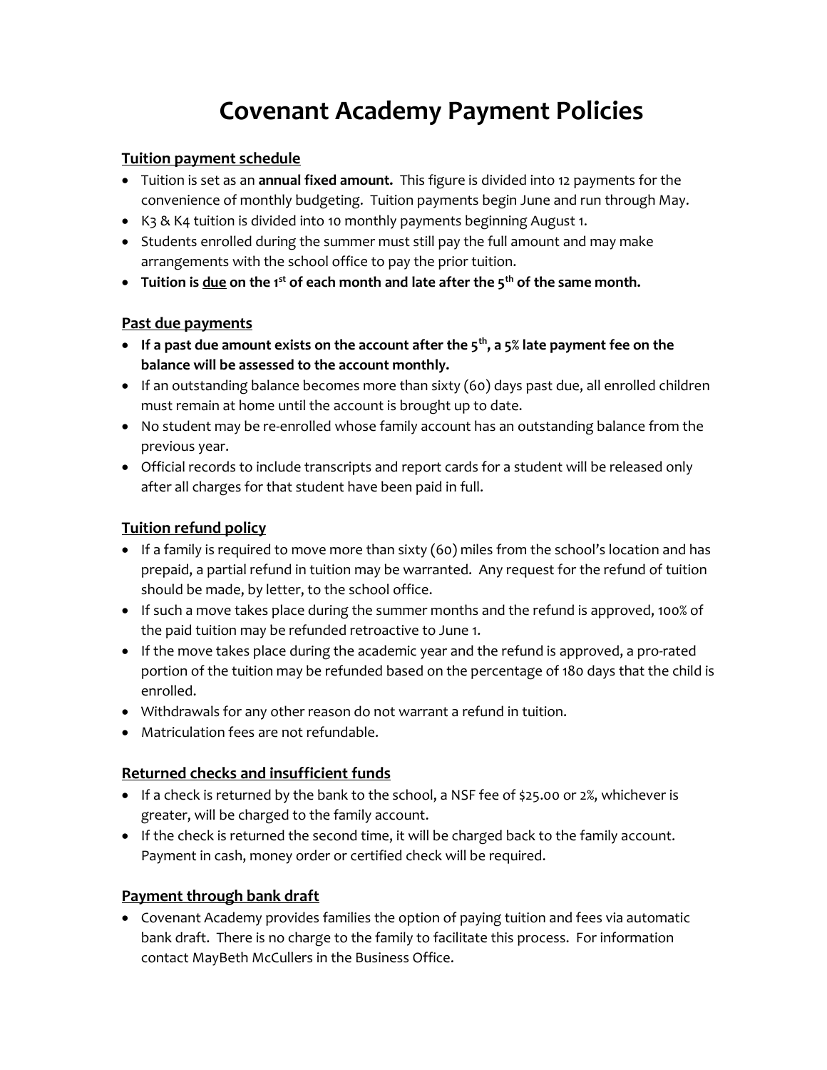# Covenant Academy Payment Policies

## Tuition payment schedule

- Tuition is set as an **annual fixed amount.** This figure is divided into 12 payments for the convenience of monthly budgeting. Tuition payments begin June and run through May.
- K3 & K4 tuition is divided into 10 monthly payments beginning August 1.
- Students enrolled during the summer must still pay the full amount and may make arrangements with the school office to pay the prior tuition.
- **Tuition is due on the 1st of each month and late after the 5th of the same month.**

## Past due payments

- **If a past due amount exists on the account after the 5th, a 5% late payment fee on the balance will be assessed to the account monthly.**
- If an outstanding balance becomes more than sixty (60) days past due, all enrolled children must remain at home until the account is brought up to date.
- No student may be re-enrolled whose family account has an outstanding balance from the previous year.
- Official records to include transcripts and report cards for a student will be released only after all charges for that student have been paid in full.

## Tuition refund policy

- If a family is required to move more than sixty (60) miles from the school's location and has prepaid, a partial refund in tuition may be warranted. Any request for the refund of tuition should be made, by letter, to the school office.
- If such a move takes place during the summer months and the refund is approved, 100% of the paid tuition may be refunded retroactive to June 1.
- If the move takes place during the academic year and the refund is approved, a pro-rated portion of the tuition may be refunded based on the percentage of 180 days that the child is enrolled.
- Withdrawals for any other reason do not warrant a refund in tuition.
- Matriculation fees are not refundable.

## Returned checks and insufficient funds

- If a check is returned by the bank to the school, a NSF fee of $25.00 or 2%, whichever is greater, will be charged to the family account.
- If the check is returned the second time, it will be charged back to the family account. Payment in cash, money order or certified check will be required.

## Payment through bank draft

- Covenant Academy provides families the option of paying tuition and fees via automatic bank draft. There is no charge to the family to facilitate this process. For information contact MayBeth McCullers in the Business Office.